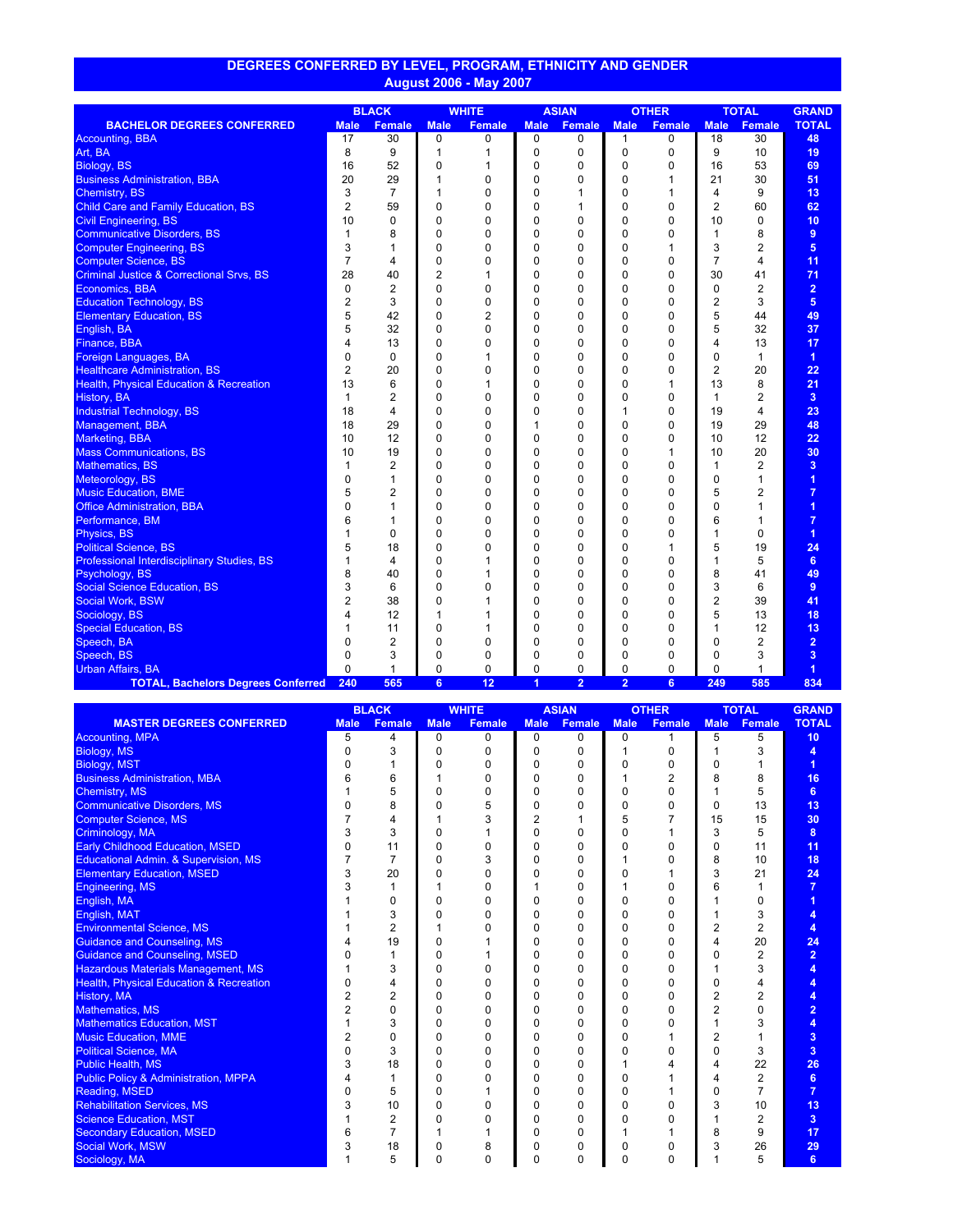# DEGREES CONFERRED BY LEVEL, PROGRAM, ETHNICITY AND GENDER

## August 2006 - May 2007

| BACHELOR DEGREES CONFERRED | BLACK | | WHITE | | ASIAN | | OTHER | | TOTAL | | GRAND |
|---|---|---|---|---|---|---|---|---|---|---|---|
| | Male | Female | Male | Female | Male | Female | Male | Female | Male | Female | TOTAL |
| Accounting, BBA | 17 | 30 | 0 | 0 | 0 | 0 | 1 | 0 | 18 | 30 | 48 |
| Art, BA | 8 | 9 | 1 | 1 | 0 | 0 | 0 | 0 | 9 | 10 | 19 |
| Biology, BS | 16 | 52 | 0 | 1 | 0 | 0 | 0 | 0 | 16 | 53 | 69 |
| Business Administration, BBA | 20 | 29 | 1 | 0 | 0 | 0 | 0 | 1 | 21 | 30 | 51 |
| Chemistry, BS | 3 | 7 | 1 | 0 | 0 | 1 | 0 | 1 | 4 | 9 | 13 |
| Child Care and Family Education, BS | 2 | 59 | 0 | 0 | 0 | 1 | 0 | 0 | 2 | 60 | 62 |
| Civil Engineering, BS | 10 | 0 | 0 | 0 | 0 | 0 | 0 | 0 | 10 | 0 | 10 |
| Communicative Disorders, BS | 1 | 8 | 0 | 0 | 0 | 0 | 0 | 0 | 1 | 8 | 9 |
| Computer Engineering, BS | 3 | 1 | 0 | 0 | 0 | 0 | 0 | 1 | 3 | 2 | 5 |
| Computer Science, BS | 7 | 4 | 0 | 0 | 0 | 0 | 0 | 0 | 7 | 4 | 11 |
| Criminal Justice & Correctional Srvs, BS | 28 | 40 | 2 | 1 | 0 | 0 | 0 | 0 | 30 | 41 | 71 |
| Economics, BBA | 0 | 2 | 0 | 0 | 0 | 0 | 0 | 0 | 0 | 2 | 2 |
| Education Technology, BS | 2 | 3 | 0 | 0 | 0 | 0 | 0 | 0 | 2 | 3 | 5 |
| Elementary Education, BS | 5 | 42 | 0 | 2 | 0 | 0 | 0 | 0 | 5 | 44 | 49 |
| English, BA | 5 | 32 | 0 | 0 | 0 | 0 | 0 | 0 | 5 | 32 | 37 |
| Finance, BBA | 4 | 13 | 0 | 0 | 0 | 0 | 0 | 0 | 4 | 13 | 17 |
| Foreign Languages, BA | 0 | 0 | 0 | 1 | 0 | 0 | 0 | 0 | 0 | 1 | 1 |
| Healthcare Administration, BS | 2 | 20 | 0 | 0 | 0 | 0 | 0 | 0 | 2 | 20 | 22 |
| Health, Physical Education & Recreation | 13 | 6 | 0 | 1 | 0 | 0 | 0 | 1 | 13 | 8 | 21 |
| History, BA | 1 | 2 | 0 | 0 | 0 | 0 | 0 | 0 | 1 | 2 | 3 |
| Industrial Technology, BS | 18 | 4 | 0 | 0 | 0 | 0 | 1 | 0 | 19 | 4 | 23 |
| Management, BBA | 18 | 29 | 0 | 0 | 1 | 0 | 0 | 0 | 19 | 29 | 48 |
| Marketing, BBA | 10 | 12 | 0 | 0 | 0 | 0 | 0 | 0 | 10 | 12 | 22 |
| Mass Communications, BS | 10 | 19 | 0 | 0 | 0 | 0 | 0 | 1 | 10 | 20 | 30 |
| Mathematics, BS | 1 | 2 | 0 | 0 | 0 | 0 | 0 | 0 | 1 | 2 | 3 |
| Meteorology, BS | 0 | 1 | 0 | 0 | 0 | 0 | 0 | 0 | 0 | 1 | 1 |
| Music Education, BME | 5 | 2 | 0 | 0 | 0 | 0 | 0 | 0 | 5 | 2 | 7 |
| Office Administration, BBA | 0 | 1 | 0 | 0 | 0 | 0 | 0 | 0 | 0 | 1 | 1 |
| Performance, BM | 6 | 1 | 0 | 0 | 0 | 0 | 0 | 0 | 6 | 1 | 7 |
| Physics, BS | 1 | 0 | 0 | 0 | 0 | 0 | 0 | 0 | 1 | 0 | 1 |
| Political Science, BS | 5 | 18 | 0 | 0 | 0 | 0 | 0 | 1 | 5 | 19 | 24 |
| Professional Interdisciplinary Studies, BS | 1 | 4 | 0 | 1 | 0 | 0 | 0 | 0 | 1 | 5 | 6 |
| Psychology, BS | 8 | 40 | 0 | 1 | 0 | 0 | 0 | 0 | 8 | 41 | 49 |
| Social Science Education, BS | 3 | 6 | 0 | 0 | 0 | 0 | 0 | 0 | 3 | 6 | 9 |
| Social Work, BSW | 2 | 38 | 0 | 1 | 0 | 0 | 0 | 0 | 2 | 39 | 41 |
| Sociology, BS | 4 | 12 | 1 | 1 | 0 | 0 | 0 | 0 | 5 | 13 | 18 |
| Special Education, BS | 1 | 11 | 0 | 1 | 0 | 0 | 0 | 0 | 1 | 12 | 13 |
| Speech, BA | 0 | 2 | 0 | 0 | 0 | 0 | 0 | 0 | 0 | 2 | 2 |
| Speech, BS | 0 | 3 | 0 | 0 | 0 | 0 | 0 | 0 | 0 | 3 | 3 |
| Urban Affairs, BA | 0 | 1 | 0 | 0 | 0 | 0 | 0 | 0 | 0 | 1 | 1 |
| **TOTAL, Bachelors Degrees Conferred** | **240** | **565** | **6** | **12** | **1** | **2** | **2** | **6** | **249** | **585** | **834** |

| MASTER DEGREES CONFERRED | BLACK | | WHITE | | ASIAN | | OTHER | | TOTAL | | GRAND |
|---|---|---|---|---|---|---|---|---|---|---|---|
| | Male | Female | Male | Female | Male | Female | Male | Female | Male | Female | TOTAL |
| Accounting, MPA | 5 | 4 | 0 | 0 | 0 | 0 | 0 | 1 | 5 | 5 | 10 |
| Biology, MS | 0 | 3 | 0 | 0 | 0 | 0 | 1 | 0 | 1 | 3 | 4 |
| Biology, MST | 0 | 1 | 0 | 0 | 0 | 0 | 0 | 0 | 0 | 1 | 1 |
| Business Administration, MBA | 6 | 6 | 1 | 0 | 0 | 0 | 1 | 2 | 8 | 8 | 16 |
| Chemistry, MS | 1 | 5 | 0 | 0 | 0 | 0 | 0 | 0 | 1 | 5 | 6 |
| Communicative Disorders, MS | 0 | 8 | 0 | 5 | 0 | 0 | 0 | 0 | 0 | 13 | 13 |
| Computer Science, MS | 7 | 4 | 1 | 3 | 2 | 1 | 5 | 7 | 15 | 15 | 30 |
| Criminology, MA | 3 | 3 | 0 | 1 | 0 | 0 | 0 | 1 | 3 | 5 | 8 |
| Early Childhood Education, MSED | 0 | 11 | 0 | 0 | 0 | 0 | 0 | 0 | 0 | 11 | 11 |
| Educational Admin. & Supervision, MS | 7 | 7 | 0 | 3 | 0 | 0 | 1 | 0 | 8 | 10 | 18 |
| Elementary Education, MSED | 3 | 20 | 0 | 0 | 0 | 0 | 0 | 1 | 3 | 21 | 24 |
| Engineering, MS | 3 | 1 | 1 | 0 | 1 | 0 | 1 | 0 | 6 | 1 | 7 |
| English, MA | 1 | 0 | 0 | 0 | 0 | 0 | 0 | 0 | 1 | 0 | 1 |
| English, MAT | 1 | 3 | 0 | 0 | 0 | 0 | 0 | 0 | 1 | 3 | 4 |
| Environmental Science, MS | 1 | 2 | 1 | 0 | 0 | 0 | 0 | 0 | 2 | 2 | 4 |
| Guidance and Counseling, MS | 4 | 19 | 0 | 1 | 0 | 0 | 0 | 0 | 4 | 20 | 24 |
| Guidance and Counseling, MSED | 0 | 1 | 0 | 1 | 0 | 0 | 0 | 0 | 0 | 2 | 2 |
| Hazardous Materials Management, MS | 1 | 3 | 0 | 0 | 0 | 0 | 0 | 0 | 1 | 3 | 4 |
| Health, Physical Education & Recreation | 0 | 4 | 0 | 0 | 0 | 0 | 0 | 0 | 0 | 4 | 4 |
| History, MA | 2 | 2 | 0 | 0 | 0 | 0 | 0 | 0 | 2 | 2 | 4 |
| Mathematics, MS | 2 | 0 | 0 | 0 | 0 | 0 | 0 | 0 | 2 | 0 | 2 |
| Mathematics Education, MST | 1 | 3 | 0 | 0 | 0 | 0 | 0 | 0 | 1 | 3 | 4 |
| Music Education, MME | 2 | 0 | 0 | 0 | 0 | 0 | 0 | 1 | 2 | 1 | 3 |
| Political Science, MA | 0 | 3 | 0 | 0 | 0 | 0 | 0 | 0 | 0 | 3 | 3 |
| Public Health, MS | 3 | 18 | 0 | 0 | 0 | 0 | 1 | 4 | 4 | 22 | 26 |
| Public Policy & Administration, MPPA | 4 | 1 | 0 | 0 | 0 | 0 | 0 | 1 | 4 | 2 | 6 |
| Reading, MSED | 0 | 5 | 0 | 1 | 0 | 0 | 0 | 1 | 0 | 7 | 7 |
| Rehabilitation Services, MS | 3 | 10 | 0 | 0 | 0 | 0 | 0 | 0 | 3 | 10 | 13 |
| Science Education, MST | 1 | 2 | 0 | 0 | 0 | 0 | 0 | 0 | 1 | 2 | 3 |
| Secondary Education, MSED | 6 | 7 | 1 | 1 | 0 | 0 | 1 | 1 | 8 | 9 | 17 |
| Social Work, MSW | 3 | 18 | 0 | 8 | 0 | 0 | 0 | 0 | 3 | 26 | 29 |
| Sociology, MA | 1 | 5 | 0 | 0 | 0 | 0 | 0 | 0 | 1 | 5 | 6 |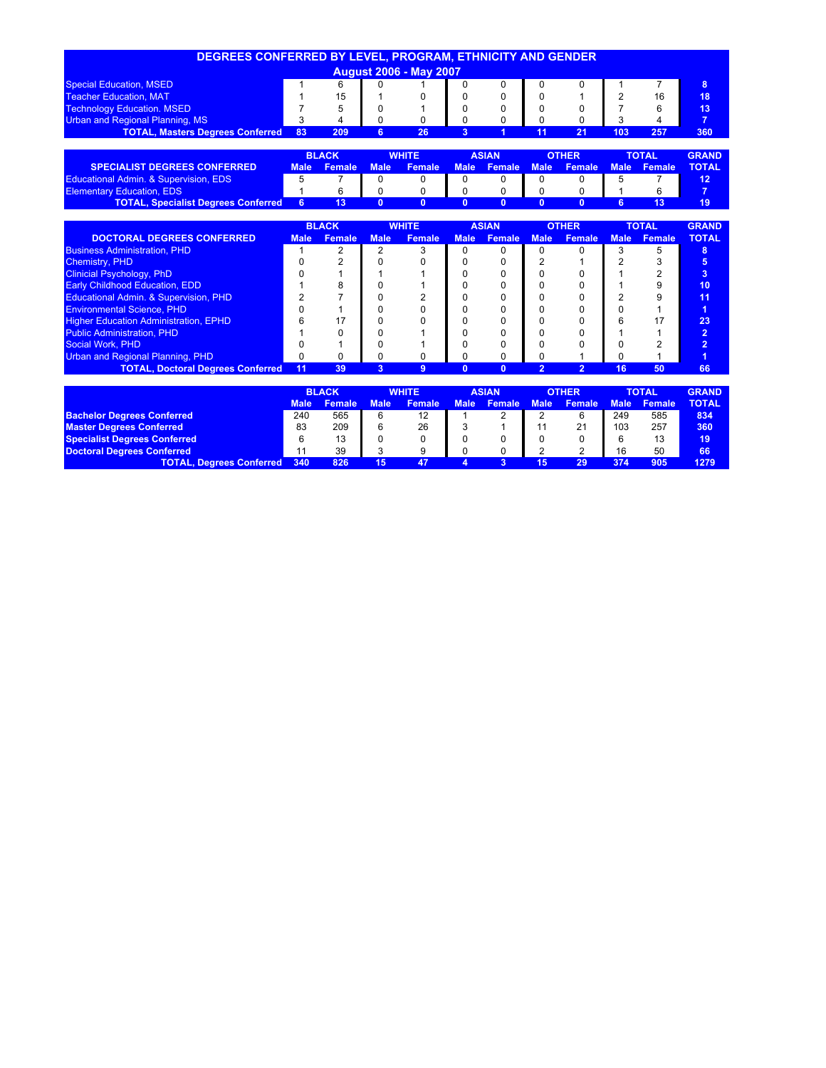## DEGREES CONFERRED BY LEVEL, PROGRAM, ETHNICITY AND GENDER

### August 2006 - May 2007

| | | | | | | | | | | | |
|---|---|---|---|---|---|---|---|---|---|---|---|
| Special Education, MSED | 1 | 6 | 0 | 1 | 0 | 0 | 0 | 0 | 1 | 7 | 8 |
| Teacher Education, MAT | 1 | 15 | 1 | 0 | 0 | 0 | 0 | 1 | 2 | 16 | 18 |
| Technology Education. MSED | 7 | 5 | 0 | 1 | 0 | 0 | 0 | 0 | 7 | 6 | 13 |
| Urban and Regional Planning, MS | 3 | 4 | 0 | 0 | 0 | 0 | 0 | 0 | 3 | 4 | 7 |
| **TOTAL, Masters Degrees Conferred** | **83** | **209** | **6** | **26** | **3** | **1** | **11** | **21** | **103** | **257** | **360** |

| | BLACK | | WHITE | | ASIAN | | OTHER | | TOTAL | | GRAND |
|---|---|---|---|---|---|---|---|---|---|---|---|
| **SPECIALIST DEGREES CONFERRED** | **Male** | **Female** | **Male** | **Female** | **Male** | **Female** | **Male** | **Female** | **Male** | **Female** | **TOTAL** |
| Educational Admin. & Supervision, EDS | 5 | 7 | 0 | 0 | 0 | 0 | 0 | 0 | 5 | 7 | 12 |
| Elementary Education, EDS | 1 | 6 | 0 | 0 | 0 | 0 | 0 | 0 | 1 | 6 | 7 |
| **TOTAL, Specialist Degrees Conferred** | **6** | **13** | **0** | **0** | **0** | **0** | **0** | **0** | **6** | **13** | **19** |

| | BLACK | | WHITE | | ASIAN | | OTHER | | TOTAL | | GRAND |
|---|---|---|---|---|---|---|---|---|---|---|---|
| **DOCTORAL DEGREES CONFERRED** | **Male** | **Female** | **Male** | **Female** | **Male** | **Female** | **Male** | **Female** | **Male** | **Female** | **TOTAL** |
| Business Administration, PHD | 1 | 2 | 2 | 3 | 0 | 0 | 0 | 0 | 3 | 5 | 8 |
| Chemistry, PHD | 0 | 2 | 0 | 0 | 0 | 0 | 2 | 1 | 2 | 3 | 5 |
| Clinicial Psychology, PhD | 0 | 1 | 1 | 1 | 0 | 0 | 0 | 0 | 1 | 2 | 3 |
| Early Childhood Education, EDD | 1 | 8 | 0 | 1 | 0 | 0 | 0 | 0 | 1 | 9 | 10 |
| Educational Admin. & Supervision, PHD | 2 | 7 | 0 | 2 | 0 | 0 | 0 | 0 | 2 | 9 | 11 |
| Environmental Science, PHD | 0 | 1 | 0 | 0 | 0 | 0 | 0 | 0 | 0 | 1 | 1 |
| Higher Education Administration, EPHD | 6 | 17 | 0 | 0 | 0 | 0 | 0 | 0 | 6 | 17 | 23 |
| Public Administration, PHD | 1 | 0 | 0 | 1 | 0 | 0 | 0 | 0 | 1 | 1 | 2 |
| Social Work, PHD | 0 | 1 | 0 | 1 | 0 | 0 | 0 | 0 | 0 | 2 | 2 |
| Urban and Regional Planning, PHD | 0 | 0 | 0 | 0 | 0 | 0 | 0 | 1 | 0 | 1 | 1 |
| **TOTAL, Doctoral Degrees Conferred** | **11** | **39** | **3** | **9** | **0** | **0** | **2** | **2** | **16** | **50** | **66** |

| | BLACK | | WHITE | | ASIAN | | OTHER | | TOTAL | | GRAND |
|---|---|---|---|---|---|---|---|---|---|---|---|
| | **Male** | **Female** | **Male** | **Female** | **Male** | **Female** | **Male** | **Female** | **Male** | **Female** | **TOTAL** |
| **Bachelor Degrees Conferred** | 240 | 565 | 6 | 12 | 1 | 2 | 2 | 6 | 249 | 585 | 834 |
| **Master Degrees Conferred** | 83 | 209 | 6 | 26 | 3 | 1 | 11 | 21 | 103 | 257 | 360 |
| **Specialist Degrees Conferred** | 6 | 13 | 0 | 0 | 0 | 0 | 0 | 0 | 6 | 13 | 19 |
| **Doctoral Degrees Conferred** | 11 | 39 | 3 | 9 | 0 | 0 | 2 | 2 | 16 | 50 | 66 |
| **TOTAL, Degrees Conferred** | **340** | **826** | **15** | **47** | **4** | **3** | **15** | **29** | **374** | **905** | **1279** |